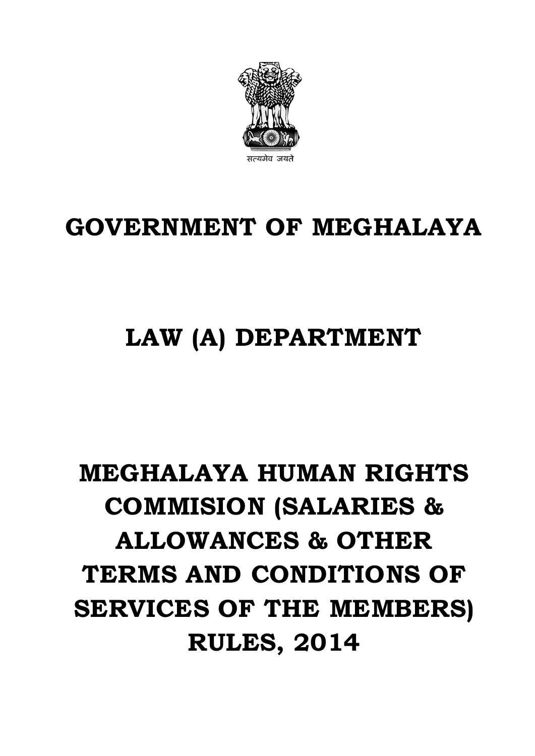सत्यमेव जयते

# GOVERNMENT OF MEGHALAYA

# LAW (A) DEPARTMENT

# MEGHALAYA HUMAN RIGHTS COMMISION (SALARIES & ALLOWANCES & OTHER TERMS AND CONDITIONS OF SERVICES OF THE MEMBERS) RULES, 2014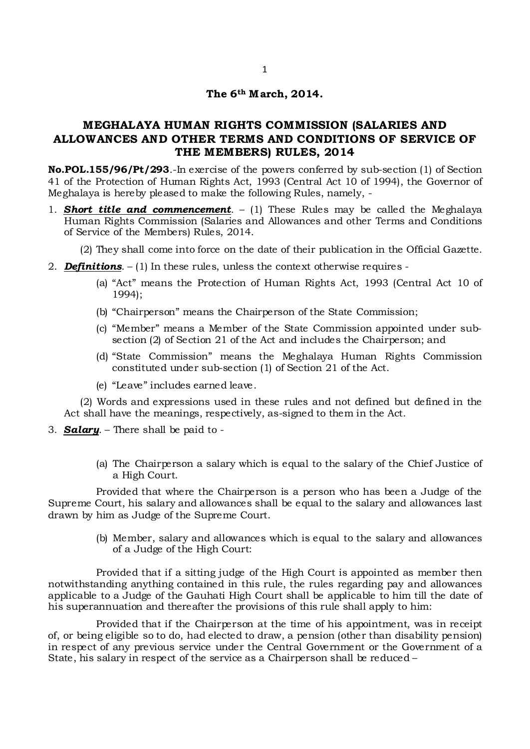**The 6th March, 2014.**

## MEGHALAYA HUMAN RIGHTS COMMISSION (SALARIES AND ALLOWANCES AND OTHER TERMS AND CONDITIONS OF SERVICE OF THE MEMBERS) RULES, 2014

**No.POL.155/96/Pt/293**.-In exercise of the powers conferred by sub-section (1) of Section 41 of the Protection of Human Rights Act, 1993 (Central Act 10 of 1994), the Governor of Meghalaya is hereby pleased to make the following Rules, namely, -

1. ***Short title and commencement***. – (1) These Rules may be called the Meghalaya Human Rights Commission (Salaries and Allowances and other Terms and Conditions of Service of the Members) Rules, 2014.

   (2) They shall come into force on the date of their publication in the Official Gazette.

2. ***Definitions***. – (1) In these rules, unless the context otherwise requires -

   (a) "Act" means the Protection of Human Rights Act, 1993 (Central Act 10 of 1994);

   (b) "Chairperson" means the Chairperson of the State Commission;

   (c) "Member" means a Member of the State Commission appointed under sub-section (2) of Section 21 of the Act and includes the Chairperson; and

   (d) "State Commission" means the Meghalaya Human Rights Commission constituted under sub-section (1) of Section 21 of the Act.

   (e) "Leave" includes earned leave.

   (2) Words and expressions used in these rules and not defined but defined in the Act shall have the meanings, respectively, as-signed to them in the Act.

3. ***Salary***. – There shall be paid to -

   (a) The Chairperson a salary which is equal to the salary of the Chief Justice of a High Court.

Provided that where the Chairperson is a person who has been a Judge of the Supreme Court, his salary and allowances shall be equal to the salary and allowances last drawn by him as Judge of the Supreme Court.

   (b) Member, salary and allowances which is equal to the salary and allowances of a Judge of the High Court:

Provided that if a sitting judge of the High Court is appointed as member then notwithstanding anything contained in this rule, the rules regarding pay and allowances applicable to a Judge of the Gauhati High Court shall be applicable to him till the date of his superannuation and thereafter the provisions of this rule shall apply to him:

Provided that if the Chairperson at the time of his appointment, was in receipt of, or being eligible so to do, had elected to draw, a pension (other than disability pension) in respect of any previous service under the Central Government or the Government of a State, his salary in respect of the service as a Chairperson shall be reduced –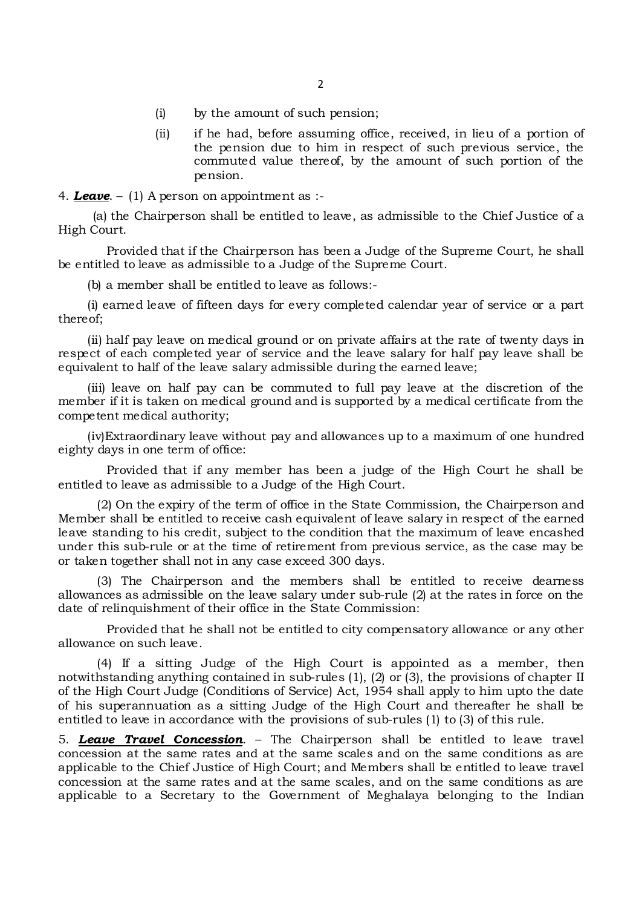(i) by the amount of such pension;

(ii) if he had, before assuming office, received, in lieu of a portion of the pension due to him in respect of such previous service, the commuted value thereof, by the amount of such portion of the pension.

4. ***Leave***. – (1) A person on appointment as :-

(a) the Chairperson shall be entitled to leave, as admissible to the Chief Justice of a High Court.

Provided that if the Chairperson has been a Judge of the Supreme Court, he shall be entitled to leave as admissible to a Judge of the Supreme Court.

(b) a member shall be entitled to leave as follows:-

(i) earned leave of fifteen days for every completed calendar year of service or a part thereof;

(ii) half pay leave on medical ground or on private affairs at the rate of twenty days in respect of each completed year of service and the leave salary for half pay leave shall be equivalent to half of the leave salary admissible during the earned leave;

(iii) leave on half pay can be commuted to full pay leave at the discretion of the member if it is taken on medical ground and is supported by a medical certificate from the competent medical authority;

(iv)Extraordinary leave without pay and allowances up to a maximum of one hundred eighty days in one term of office:

Provided that if any member has been a judge of the High Court he shall be entitled to leave as admissible to a Judge of the High Court.

(2) On the expiry of the term of office in the State Commission, the Chairperson and Member shall be entitled to receive cash equivalent of leave salary in respect of the earned leave standing to his credit, subject to the condition that the maximum of leave encashed under this sub-rule or at the time of retirement from previous service, as the case may be or taken together shall not in any case exceed 300 days.

(3) The Chairperson and the members shall be entitled to receive dearness allowances as admissible on the leave salary under sub-rule (2) at the rates in force on the date of relinquishment of their office in the State Commission:

Provided that he shall not be entitled to city compensatory allowance or any other allowance on such leave.

(4) If a sitting Judge of the High Court is appointed as a member, then notwithstanding anything contained in sub-rules (1), (2) or (3), the provisions of chapter II of the High Court Judge (Conditions of Service) Act, 1954 shall apply to him upto the date of his superannuation as a sitting Judge of the High Court and thereafter he shall be entitled to leave in accordance with the provisions of sub-rules (1) to (3) of this rule.

5. ***Leave Travel Concession***. – The Chairperson shall be entitled to leave travel concession at the same rates and at the same scales and on the same conditions as are applicable to the Chief Justice of High Court; and Members shall be entitled to leave travel concession at the same rates and at the same scales, and on the same conditions as are applicable to a Secretary to the Government of Meghalaya belonging to the Indian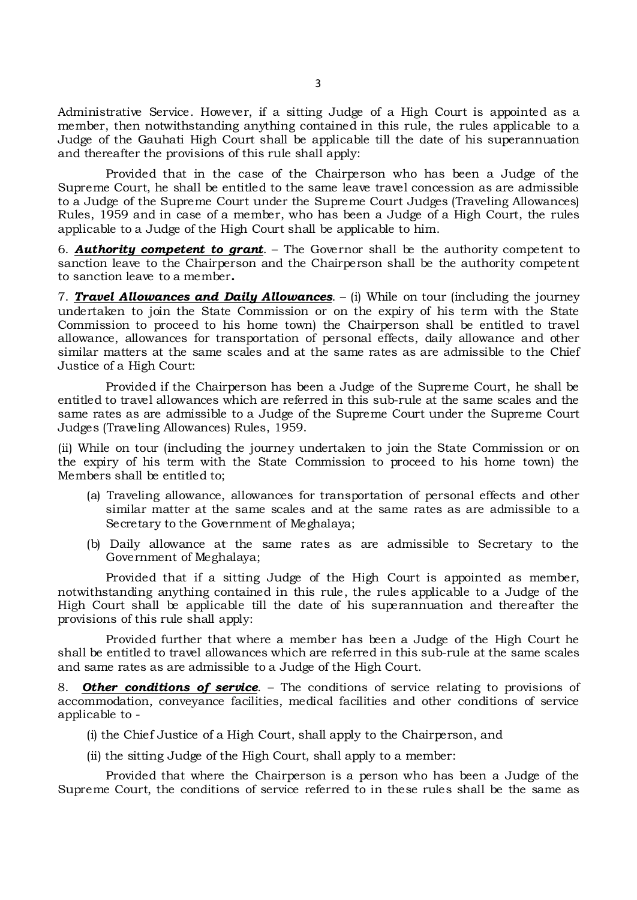Administrative Service. However, if a sitting Judge of a High Court is appointed as a member, then notwithstanding anything contained in this rule, the rules applicable to a Judge of the Gauhati High Court shall be applicable till the date of his superannuation and thereafter the provisions of this rule shall apply:

Provided that in the case of the Chairperson who has been a Judge of the Supreme Court, he shall be entitled to the same leave travel concession as are admissible to a Judge of the Supreme Court under the Supreme Court Judges (Traveling Allowances) Rules, 1959 and in case of a member, who has been a Judge of a High Court, the rules applicable to a Judge of the High Court shall be applicable to him.

6. ***Authority competent to grant***. – The Governor shall be the authority competent to sanction leave to the Chairperson and the Chairperson shall be the authority competent to sanction leave to a member**.**

7. ***Travel Allowances and Daily Allowances***. – (i) While on tour (including the journey undertaken to join the State Commission or on the expiry of his term with the State Commission to proceed to his home town) the Chairperson shall be entitled to travel allowance, allowances for transportation of personal effects, daily allowance and other similar matters at the same scales and at the same rates as are admissible to the Chief Justice of a High Court:

Provided if the Chairperson has been a Judge of the Supreme Court, he shall be entitled to travel allowances which are referred in this sub-rule at the same scales and the same rates as are admissible to a Judge of the Supreme Court under the Supreme Court Judges (Traveling Allowances) Rules, 1959.

(ii) While on tour (including the journey undertaken to join the State Commission or on the expiry of his term with the State Commission to proceed to his home town) the Members shall be entitled to;

(a) Traveling allowance, allowances for transportation of personal effects and other similar matter at the same scales and at the same rates as are admissible to a Secretary to the Government of Meghalaya;

(b) Daily allowance at the same rates as are admissible to Secretary to the Government of Meghalaya;

Provided that if a sitting Judge of the High Court is appointed as member, notwithstanding anything contained in this rule, the rules applicable to a Judge of the High Court shall be applicable till the date of his superannuation and thereafter the provisions of this rule shall apply:

Provided further that where a member has been a Judge of the High Court he shall be entitled to travel allowances which are referred in this sub-rule at the same scales and same rates as are admissible to a Judge of the High Court.

8. ***Other conditions of service***. – The conditions of service relating to provisions of accommodation, conveyance facilities, medical facilities and other conditions of service applicable to -

(i) the Chief Justice of a High Court, shall apply to the Chairperson, and

(ii) the sitting Judge of the High Court, shall apply to a member:

Provided that where the Chairperson is a person who has been a Judge of the Supreme Court, the conditions of service referred to in these rules shall be the same as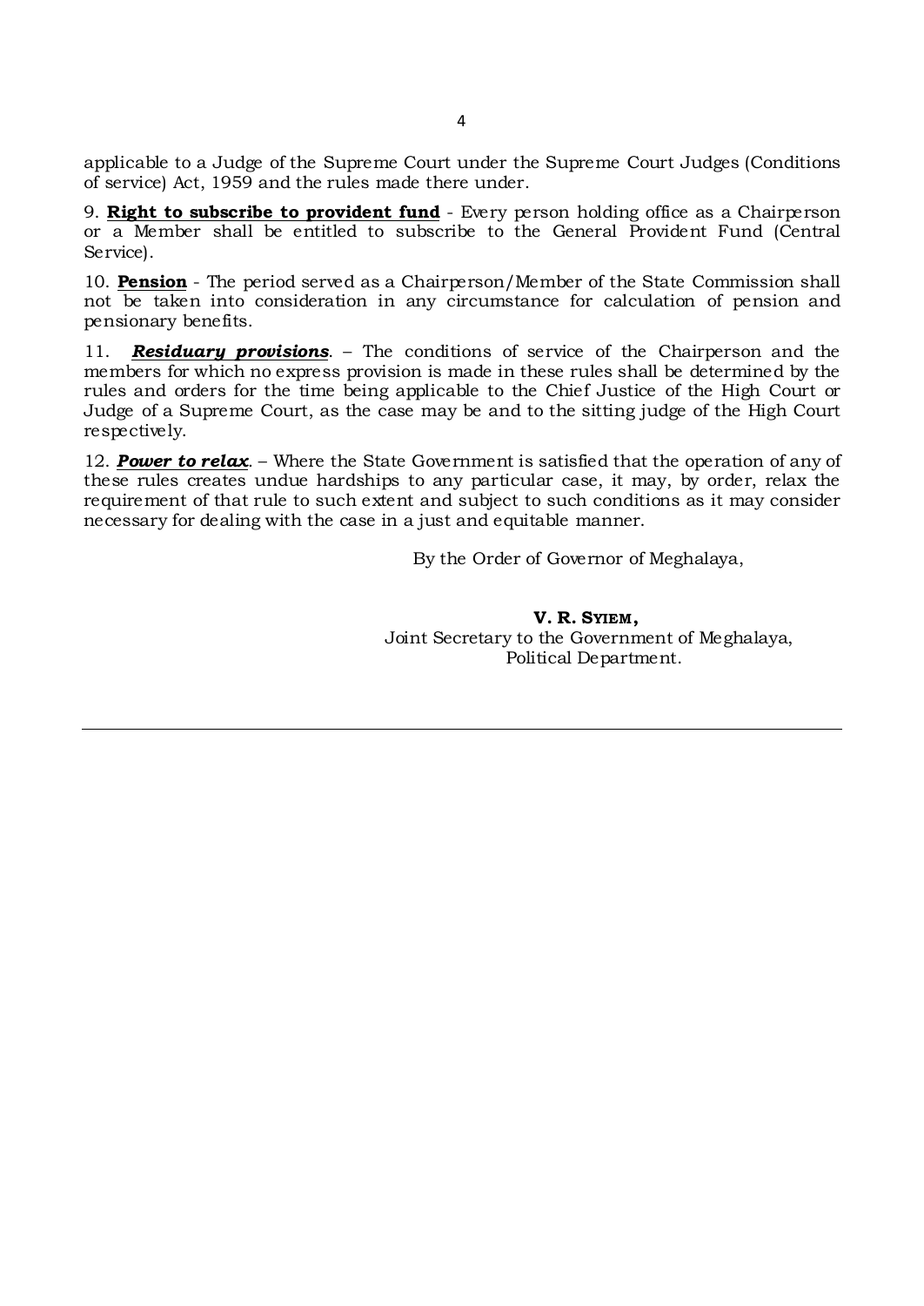applicable to a Judge of the Supreme Court under the Supreme Court Judges (Conditions of service) Act, 1959 and the rules made there under.

9. **Right to subscribe to provident fund** - Every person holding office as a Chairperson or a Member shall be entitled to subscribe to the General Provident Fund (Central Service).

10. **Pension** - The period served as a Chairperson/Member of the State Commission shall not be taken into consideration in any circumstance for calculation of pension and pensionary benefits.

11. ***Residuary provisions***. – The conditions of service of the Chairperson and the members for which no express provision is made in these rules shall be determined by the rules and orders for the time being applicable to the Chief Justice of the High Court or Judge of a Supreme Court, as the case may be and to the sitting judge of the High Court respectively.

12. ***Power to relax***. – Where the State Government is satisfied that the operation of any of these rules creates undue hardships to any particular case, it may, by order, relax the requirement of that rule to such extent and subject to such conditions as it may consider necessary for dealing with the case in a just and equitable manner.

By the Order of Governor of Meghalaya,

**V. R. SYIEM,**
Joint Secretary to the Government of Meghalaya,
Political Department.

---